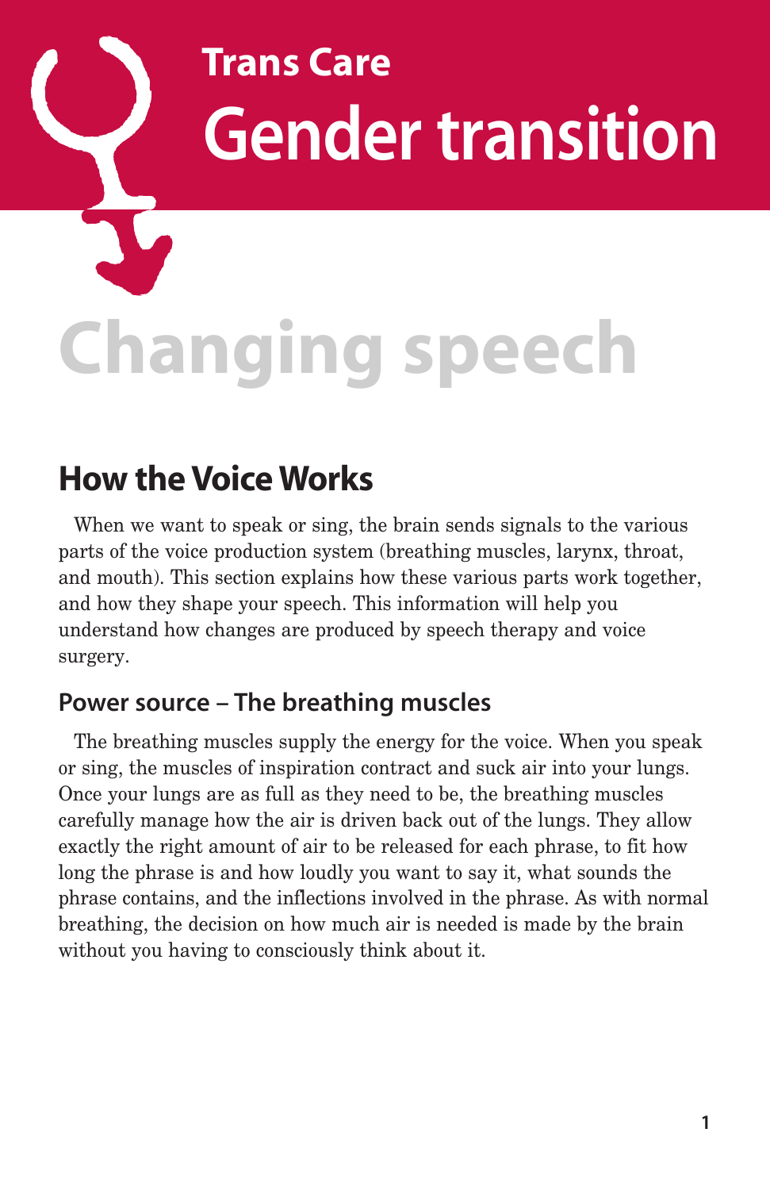Trans Care

# Gender transition

# Changing speech

## How the Voice Works

When we want to speak or sing, the brain sends signals to the various parts of the voice production system (breathing muscles, larynx, throat, and mouth). This section explains how these various parts work together, and how they shape your speech. This information will help you understand how changes are produced by speech therapy and voice surgery.

### Power source – The breathing muscles

The breathing muscles supply the energy for the voice. When you speak or sing, the muscles of inspiration contract and suck air into your lungs. Once your lungs are as full as they need to be, the breathing muscles carefully manage how the air is driven back out of the lungs. They allow exactly the right amount of air to be released for each phrase, to fit how long the phrase is and how loudly you want to say it, what sounds the phrase contains, and the inflections involved in the phrase. As with normal breathing, the decision on how much air is needed is made by the brain without you having to consciously think about it.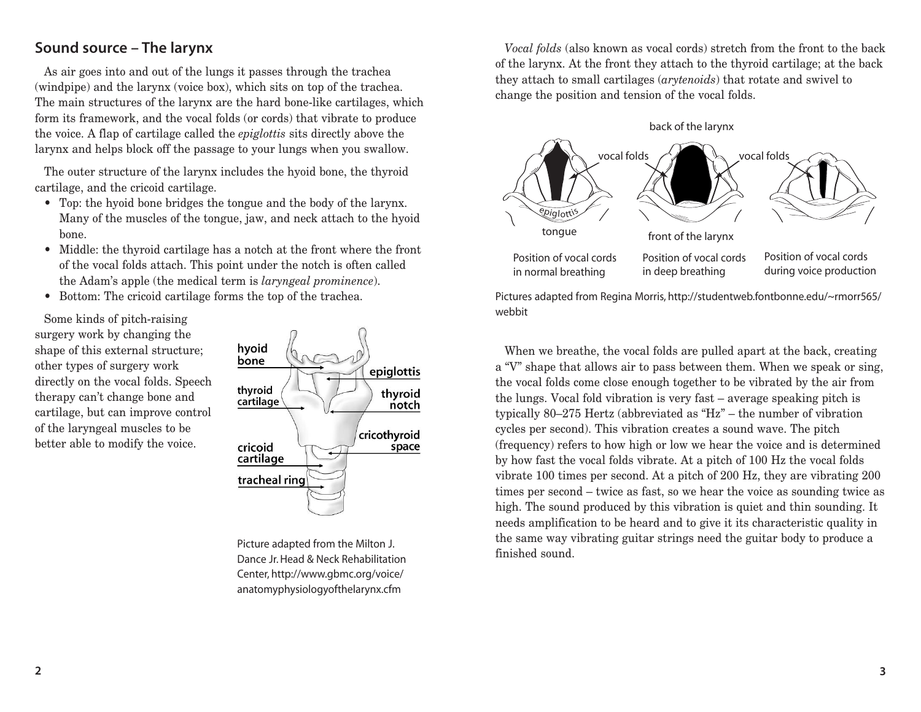## Sound source – The larynx

As air goes into and out of the lungs it passes through the trachea (windpipe) and the larynx (voice box), which sits on top of the trachea. The main structures of the larynx are the hard bone-like cartilages, which form its framework, and the vocal folds (or cords) that vibrate to produce the voice. A flap of cartilage called the *epiglottis* sits directly above the larynx and helps block off the passage to your lungs when you swallow.

The outer structure of the larynx includes the hyoid bone, the thyroid cartilage, and the cricoid cartilage.

- Top: the hyoid bone bridges the tongue and the body of the larynx. Many of the muscles of the tongue, jaw, and neck attach to the hyoid bone.
- Middle: the thyroid cartilage has a notch at the front where the front of the vocal folds attach. This point under the notch is often called the Adam's apple (the medical term is *laryngeal prominence*).
- Bottom: The cricoid cartilage forms the top of the trachea.

Some kinds of pitch-raising surgery work by changing the shape of this external structure; other types of surgery work directly on the vocal folds. Speech therapy can't change bone and cartilage, but can improve control of the laryngeal muscles to be better able to modify the voice.

Picture adapted from the Milton J. Dance Jr. Head & Neck Rehabilitation Center, http://www.gbmc.org/voice/anatomyphysiologyofthelarynx.cfm

*Vocal folds* (also known as vocal cords) stretch from the front to the back of the larynx. At the front they attach to the thyroid cartilage; at the back they attach to small cartilages (*arytenoids*) that rotate and swivel to change the position and tension of the vocal folds.

Position of vocal cords in normal breathing — Position of vocal cords in deep breathing — Position of vocal cords during voice production

Pictures adapted from Regina Morris, http://studentweb.fontbonne.edu/~rmorr565/webbit

When we breathe, the vocal folds are pulled apart at the back, creating a "V" shape that allows air to pass between them. When we speak or sing, the vocal folds come close enough together to be vibrated by the air from the lungs. Vocal fold vibration is very fast – average speaking pitch is typically 80–275 Hertz (abbreviated as "Hz" – the number of vibration cycles per second). This vibration creates a sound wave. The pitch (frequency) refers to how high or low we hear the voice and is determined by how fast the vocal folds vibrate. At a pitch of 100 Hz the vocal folds vibrate 100 times per second. At a pitch of 200 Hz, they are vibrating 200 times per second – twice as fast, so we hear the voice as sounding twice as high. The sound produced by this vibration is quiet and thin sounding. It needs amplification to be heard and to give it its characteristic quality in the same way vibrating guitar strings need the guitar body to produce a finished sound.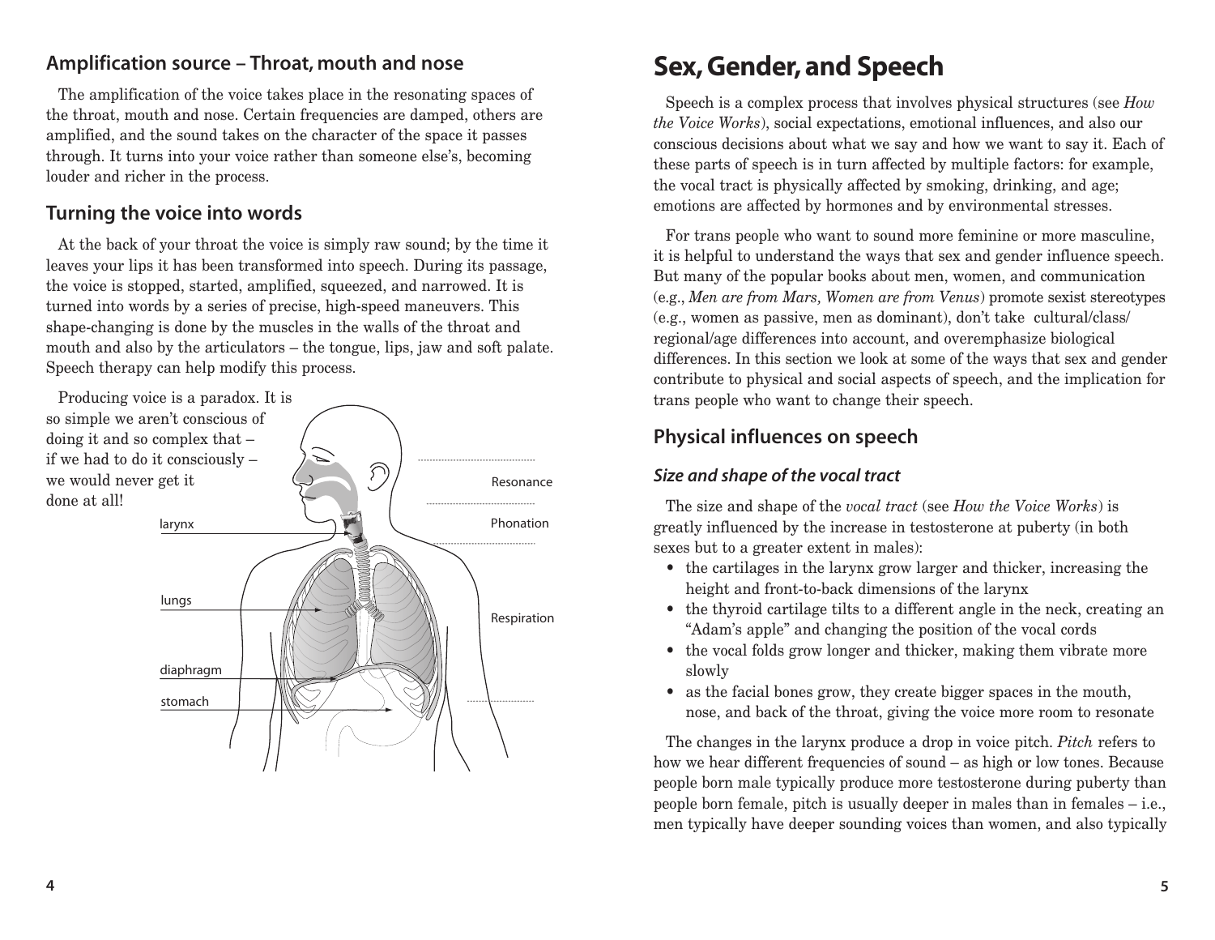### Amplification source – Throat, mouth and nose

The amplification of the voice takes place in the resonating spaces of the throat, mouth and nose. Certain frequencies are damped, others are amplified, and the sound takes on the character of the space it passes through. It turns into your voice rather than someone else's, becoming louder and richer in the process.

### Turning the voice into words

At the back of your throat the voice is simply raw sound; by the time it leaves your lips it has been transformed into speech. During its passage, the voice is stopped, started, amplified, squeezed, and narrowed. It is turned into words by a series of precise, high-speed maneuvers. This shape-changing is done by the muscles in the walls of the throat and mouth and also by the articulators – the tongue, lips, jaw and soft palate. Speech therapy can help modify this process.

Producing voice is a paradox. It is so simple we aren't conscious of doing it and so complex that – if we had to do it consciously – we would never get it done at all!

larynx

lungs

diaphragm

stomach

Resonance

Phonation

Respiration

# Sex, Gender, and Speech

Speech is a complex process that involves physical structures (see *How the Voice Works*), social expectations, emotional influences, and also our conscious decisions about what we say and how we want to say it. Each of these parts of speech is in turn affected by multiple factors: for example, the vocal tract is physically affected by smoking, drinking, and age; emotions are affected by hormones and by environmental stresses.

For trans people who want to sound more feminine or more masculine, it is helpful to understand the ways that sex and gender influence speech. But many of the popular books about men, women, and communication (e.g., *Men are from Mars, Women are from Venus*) promote sexist stereotypes (e.g., women as passive, men as dominant), don't take cultural/class/regional/age differences into account, and overemphasize biological differences. In this section we look at some of the ways that sex and gender contribute to physical and social aspects of speech, and the implication for trans people who want to change their speech.

## Physical influences on speech

### *Size and shape of the vocal tract*

The size and shape of the *vocal tract* (see *How the Voice Works*) is greatly influenced by the increase in testosterone at puberty (in both sexes but to a greater extent in males):

- the cartilages in the larynx grow larger and thicker, increasing the height and front-to-back dimensions of the larynx
- the thyroid cartilage tilts to a different angle in the neck, creating an "Adam's apple" and changing the position of the vocal cords
- the vocal folds grow longer and thicker, making them vibrate more slowly
- as the facial bones grow, they create bigger spaces in the mouth, nose, and back of the throat, giving the voice more room to resonate

The changes in the larynx produce a drop in voice pitch. *Pitch* refers to how we hear different frequencies of sound – as high or low tones. Because people born male typically produce more testosterone during puberty than people born female, pitch is usually deeper in males than in females – i.e., men typically have deeper sounding voices than women, and also typically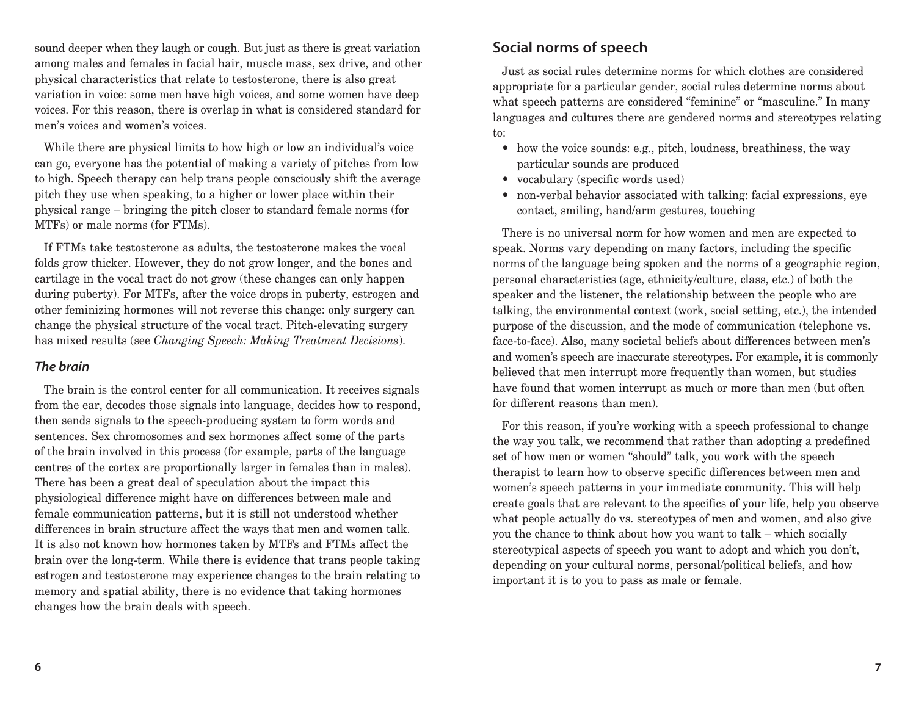sound deeper when they laugh or cough. But just as there is great variation among males and females in facial hair, muscle mass, sex drive, and other physical characteristics that relate to testosterone, there is also great variation in voice: some men have high voices, and some women have deep voices. For this reason, there is overlap in what is considered standard for men's voices and women's voices.

While there are physical limits to how high or low an individual's voice can go, everyone has the potential of making a variety of pitches from low to high. Speech therapy can help trans people consciously shift the average pitch they use when speaking, to a higher or lower place within their physical range – bringing the pitch closer to standard female norms (for MTFs) or male norms (for FTMs).

If FTMs take testosterone as adults, the testosterone makes the vocal folds grow thicker. However, they do not grow longer, and the bones and cartilage in the vocal tract do not grow (these changes can only happen during puberty). For MTFs, after the voice drops in puberty, estrogen and other feminizing hormones will not reverse this change: only surgery can change the physical structure of the vocal tract. Pitch-elevating surgery has mixed results (see *Changing Speech: Making Treatment Decisions*).

### *The brain*

The brain is the control center for all communication. It receives signals from the ear, decodes those signals into language, decides how to respond, then sends signals to the speech-producing system to form words and sentences. Sex chromosomes and sex hormones affect some of the parts of the brain involved in this process (for example, parts of the language centres of the cortex are proportionally larger in females than in males). There has been a great deal of speculation about the impact this physiological difference might have on differences between male and female communication patterns, but it is still not understood whether differences in brain structure affect the ways that men and women talk. It is also not known how hormones taken by MTFs and FTMs affect the brain over the long-term. While there is evidence that trans people taking estrogen and testosterone may experience changes to the brain relating to memory and spatial ability, there is no evidence that taking hormones changes how the brain deals with speech.

## Social norms of speech

Just as social rules determine norms for which clothes are considered appropriate for a particular gender, social rules determine norms about what speech patterns are considered "feminine" or "masculine." In many languages and cultures there are gendered norms and stereotypes relating to:

- how the voice sounds: e.g., pitch, loudness, breathiness, the way particular sounds are produced
- vocabulary (specific words used)
- non-verbal behavior associated with talking: facial expressions, eye contact, smiling, hand/arm gestures, touching

There is no universal norm for how women and men are expected to speak. Norms vary depending on many factors, including the specific norms of the language being spoken and the norms of a geographic region, personal characteristics (age, ethnicity/culture, class, etc.) of both the speaker and the listener, the relationship between the people who are talking, the environmental context (work, social setting, etc.), the intended purpose of the discussion, and the mode of communication (telephone vs. face-to-face). Also, many societal beliefs about differences between men's and women's speech are inaccurate stereotypes. For example, it is commonly believed that men interrupt more frequently than women, but studies have found that women interrupt as much or more than men (but often for different reasons than men).

For this reason, if you're working with a speech professional to change the way you talk, we recommend that rather than adopting a predefined set of how men or women "should" talk, you work with the speech therapist to learn how to observe specific differences between men and women's speech patterns in your immediate community. This will help create goals that are relevant to the specifics of your life, help you observe what people actually do vs. stereotypes of men and women, and also give you the chance to think about how you want to talk – which socially stereotypical aspects of speech you want to adopt and which you don't, depending on your cultural norms, personal/political beliefs, and how important it is to you to pass as male or female.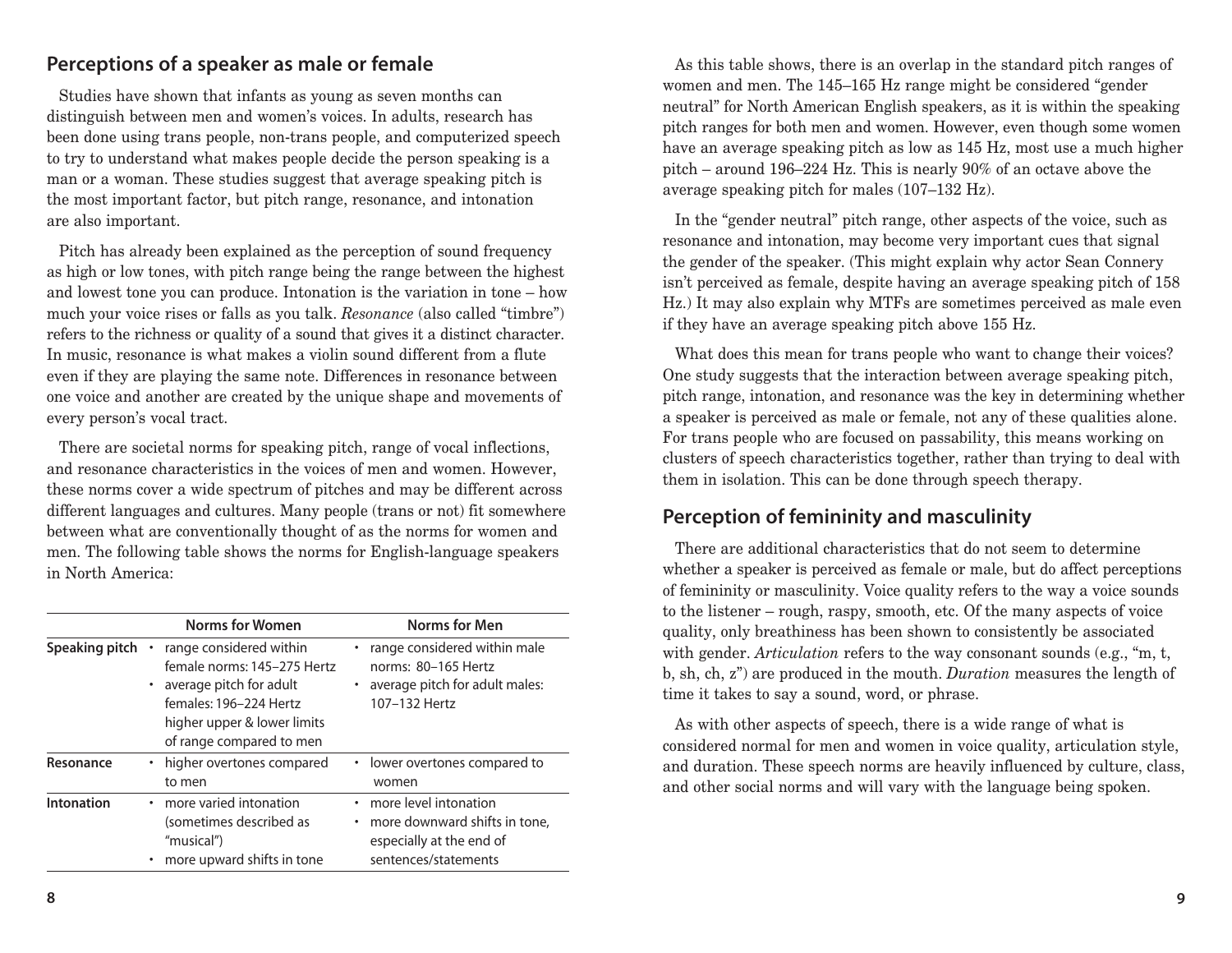## Perceptions of a speaker as male or female

Studies have shown that infants as young as seven months can distinguish between men and women's voices. In adults, research has been done using trans people, non-trans people, and computerized speech to try to understand what makes people decide the person speaking is a man or a woman. These studies suggest that average speaking pitch is the most important factor, but pitch range, resonance, and intonation are also important.

Pitch has already been explained as the perception of sound frequency as high or low tones, with pitch range being the range between the highest and lowest tone you can produce. Intonation is the variation in tone – how much your voice rises or falls as you talk. *Resonance* (also called "timbre") refers to the richness or quality of a sound that gives it a distinct character. In music, resonance is what makes a violin sound different from a flute even if they are playing the same note. Differences in resonance between one voice and another are created by the unique shape and movements of every person's vocal tract.

There are societal norms for speaking pitch, range of vocal inflections, and resonance characteristics in the voices of men and women. However, these norms cover a wide spectrum of pitches and may be different across different languages and cultures. Many people (trans or not) fit somewhere between what are conventionally thought of as the norms for women and men. The following table shows the norms for English-language speakers in North America:

| | Norms for Women | Norms for Men |
|---|---|---|
| **Speaking pitch** | • range considered within female norms: 145–275 Hertz<br>• average pitch for adult females: 196–224 Hertz<br>• higher upper & lower limits of range compared to men | • range considered within male norms: 80–165 Hertz<br>• average pitch for adult males: 107–132 Hertz |
| **Resonance** | • higher overtones compared to men | • lower overtones compared to women |
| **Intonation** | • more varied intonation (sometimes described as "musical")<br>• more upward shifts in tone | • more level intonation<br>• more downward shifts in tone, especially at the end of sentences/statements |

As this table shows, there is an overlap in the standard pitch ranges of women and men. The 145–165 Hz range might be considered "gender neutral" for North American English speakers, as it is within the speaking pitch ranges for both men and women. However, even though some women have an average speaking pitch as low as 145 Hz, most use a much higher pitch – around 196–224 Hz. This is nearly 90% of an octave above the average speaking pitch for males (107–132 Hz).

In the "gender neutral" pitch range, other aspects of the voice, such as resonance and intonation, may become very important cues that signal the gender of the speaker. (This might explain why actor Sean Connery isn't perceived as female, despite having an average speaking pitch of 158 Hz.) It may also explain why MTFs are sometimes perceived as male even if they have an average speaking pitch above 155 Hz.

What does this mean for trans people who want to change their voices? One study suggests that the interaction between average speaking pitch, pitch range, intonation, and resonance was the key in determining whether a speaker is perceived as male or female, not any of these qualities alone. For trans people who are focused on passability, this means working on clusters of speech characteristics together, rather than trying to deal with them in isolation. This can be done through speech therapy.

## Perception of femininity and masculinity

There are additional characteristics that do not seem to determine whether a speaker is perceived as female or male, but do affect perceptions of femininity or masculinity. Voice quality refers to the way a voice sounds to the listener – rough, raspy, smooth, etc. Of the many aspects of voice quality, only breathiness has been shown to consistently be associated with gender. *Articulation* refers to the way consonant sounds (e.g., "m, t, b, sh, ch, z") are produced in the mouth. *Duration* measures the length of time it takes to say a sound, word, or phrase.

As with other aspects of speech, there is a wide range of what is considered normal for men and women in voice quality, articulation style, and duration. These speech norms are heavily influenced by culture, class, and other social norms and will vary with the language being spoken.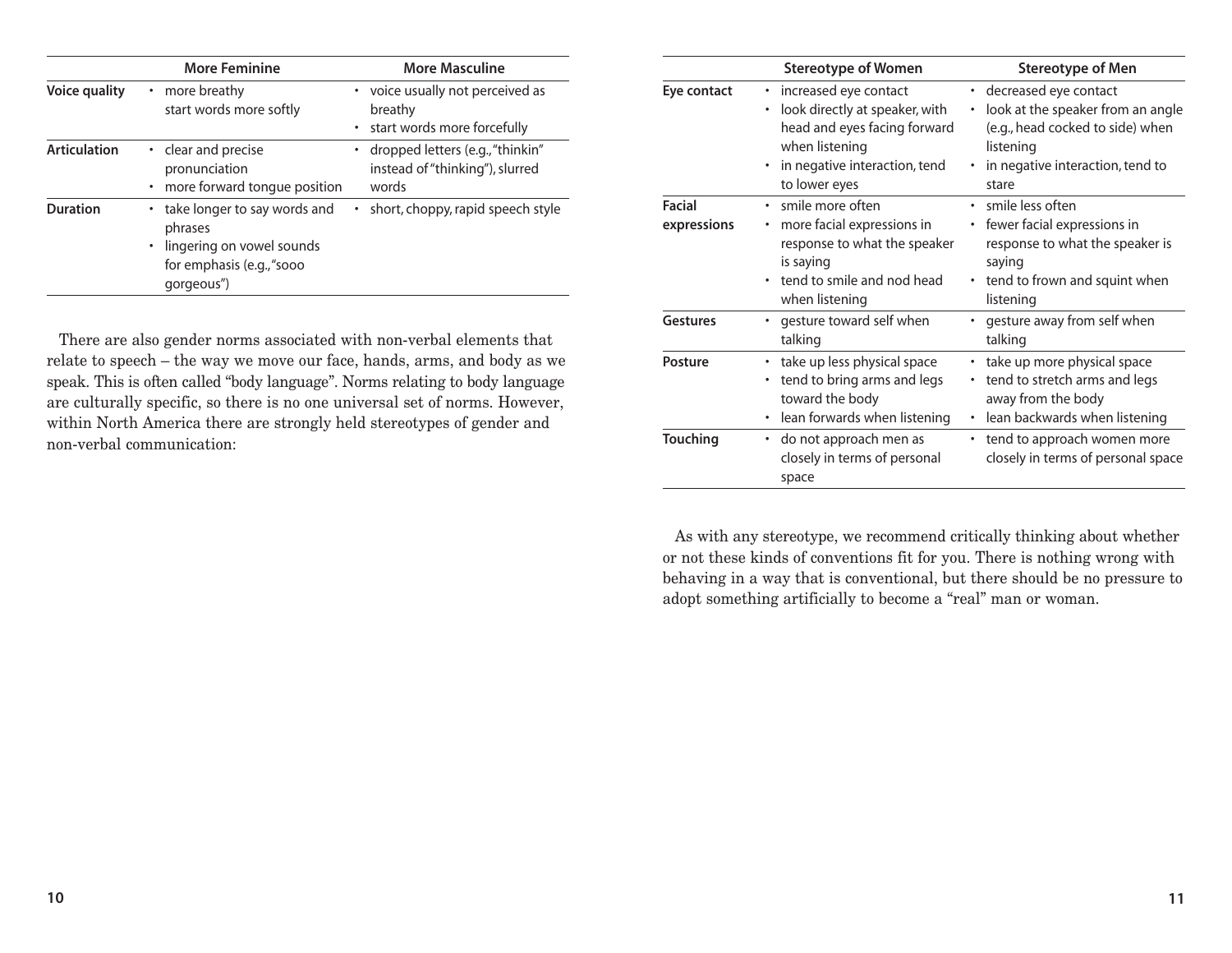| | More Feminine | More Masculine |
|---|---|---|
| **Voice quality** | • more breathy<br>start words more softly | • voice usually not perceived as breathy<br>• start words more forcefully |
| **Articulation** | • clear and precise pronunciation<br>• more forward tongue position | • dropped letters (e.g., "thinkin" instead of "thinking"), slurred words |
| **Duration** | • take longer to say words and phrases<br>• lingering on vowel sounds for emphasis (e.g., "sooo gorgeous") | • short, choppy, rapid speech style |

There are also gender norms associated with non-verbal elements that relate to speech – the way we move our face, hands, arms, and body as we speak. This is often called "body language". Norms relating to body language are culturally specific, so there is no one universal set of norms. However, within North America there are strongly held stereotypes of gender and non-verbal communication:

| | Stereotype of Women | Stereotype of Men |
|---|---|---|
| **Eye contact** | • increased eye contact<br>• look directly at speaker, with head and eyes facing forward when listening<br>• in negative interaction, tend to lower eyes | • decreased eye contact<br>• look at the speaker from an angle (e.g., head cocked to side) when listening<br>• in negative interaction, tend to stare |
| **Facial expressions** | • smile more often<br>• more facial expressions in response to what the speaker is saying<br>• tend to smile and nod head when listening | • smile less often<br>• fewer facial expressions in response to what the speaker is saying<br>• tend to frown and squint when listening |
| **Gestures** | • gesture toward self when talking | • gesture away from self when talking |
| **Posture** | • take up less physical space<br>• tend to bring arms and legs toward the body<br>• lean forwards when listening | • take up more physical space<br>• tend to stretch arms and legs away from the body<br>• lean backwards when listening |
| **Touching** | • do not approach men as closely in terms of personal space | • tend to approach women more closely in terms of personal space |

As with any stereotype, we recommend critically thinking about whether or not these kinds of conventions fit for you. There is nothing wrong with behaving in a way that is conventional, but there should be no pressure to adopt something artificially to become a "real" man or woman.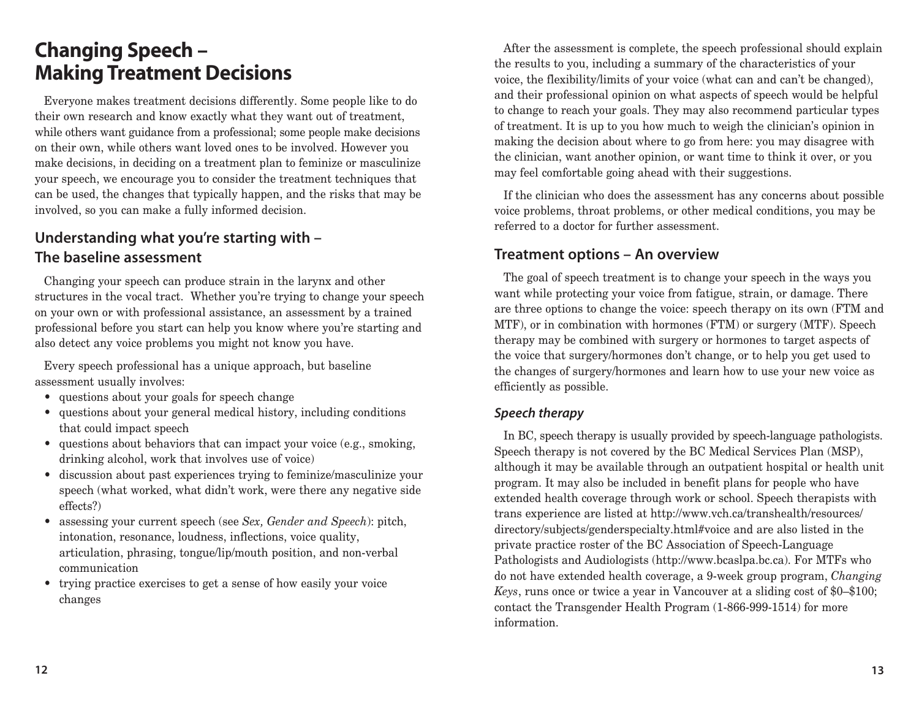# Changing Speech – Making Treatment Decisions

Everyone makes treatment decisions differently. Some people like to do their own research and know exactly what they want out of treatment, while others want guidance from a professional; some people make decisions on their own, while others want loved ones to be involved. However you make decisions, in deciding on a treatment plan to feminize or masculinize your speech, we encourage you to consider the treatment techniques that can be used, the changes that typically happen, and the risks that may be involved, so you can make a fully informed decision.

## Understanding what you're starting with – The baseline assessment

Changing your speech can produce strain in the larynx and other structures in the vocal tract. Whether you're trying to change your speech on your own or with professional assistance, an assessment by a trained professional before you start can help you know where you're starting and also detect any voice problems you might not know you have.

Every speech professional has a unique approach, but baseline assessment usually involves:

- questions about your goals for speech change
- questions about your general medical history, including conditions that could impact speech
- questions about behaviors that can impact your voice (e.g., smoking, drinking alcohol, work that involves use of voice)
- discussion about past experiences trying to feminize/masculinize your speech (what worked, what didn't work, were there any negative side effects?)
- assessing your current speech (see *Sex, Gender and Speech*): pitch, intonation, resonance, loudness, inflections, voice quality, articulation, phrasing, tongue/lip/mouth position, and non-verbal communication
- trying practice exercises to get a sense of how easily your voice changes

After the assessment is complete, the speech professional should explain the results to you, including a summary of the characteristics of your voice, the flexibility/limits of your voice (what can and can't be changed), and their professional opinion on what aspects of speech would be helpful to change to reach your goals. They may also recommend particular types of treatment. It is up to you how much to weigh the clinician's opinion in making the decision about where to go from here: you may disagree with the clinician, want another opinion, or want time to think it over, or you may feel comfortable going ahead with their suggestions.

If the clinician who does the assessment has any concerns about possible voice problems, throat problems, or other medical conditions, you may be referred to a doctor for further assessment.

## Treatment options – An overview

The goal of speech treatment is to change your speech in the ways you want while protecting your voice from fatigue, strain, or damage. There are three options to change the voice: speech therapy on its own (FTM and MTF), or in combination with hormones (FTM) or surgery (MTF). Speech therapy may be combined with surgery or hormones to target aspects of the voice that surgery/hormones don't change, or to help you get used to the changes of surgery/hormones and learn how to use your new voice as efficiently as possible.

### *Speech therapy*

In BC, speech therapy is usually provided by speech-language pathologists. Speech therapy is not covered by the BC Medical Services Plan (MSP), although it may be available through an outpatient hospital or health unit program. It may also be included in benefit plans for people who have extended health coverage through work or school. Speech therapists with trans experience are listed at http://www.vch.ca/transhealth/resources/directory/subjects/genderspecialty.html#voice and are also listed in the private practice roster of the BC Association of Speech-Language Pathologists and Audiologists (http://www.bcaslpa.bc.ca). For MTFs who do not have extended health coverage, a 9-week group program, *Changing Keys*, runs once or twice a year in Vancouver at a sliding cost of $0–$100; contact the Transgender Health Program (1-866-999-1514) for more information.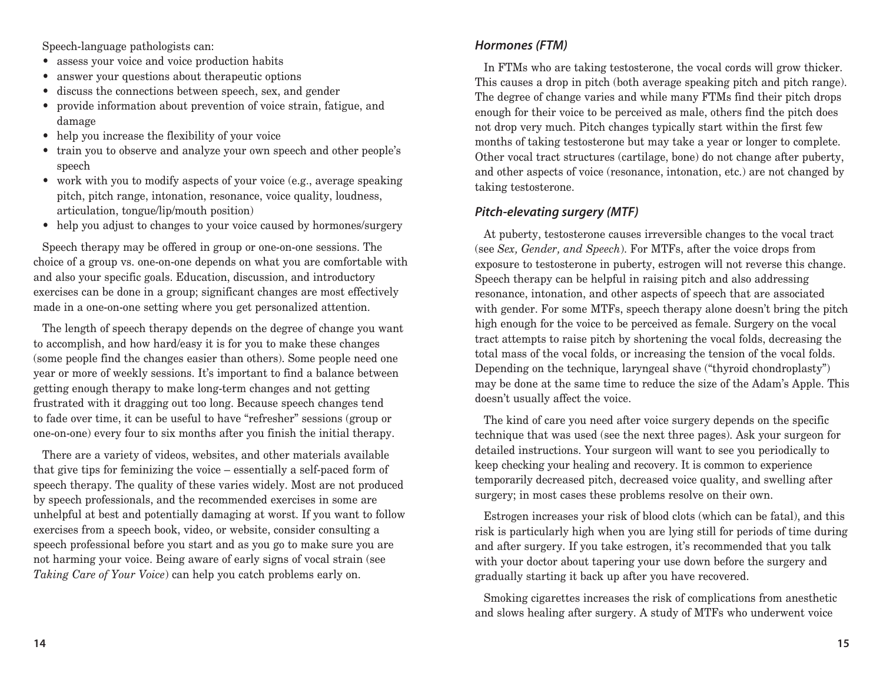Speech-language pathologists can:

- assess your voice and voice production habits
- answer your questions about therapeutic options
- discuss the connections between speech, sex, and gender
- provide information about prevention of voice strain, fatigue, and damage
- help you increase the flexibility of your voice
- train you to observe and analyze your own speech and other people's speech
- work with you to modify aspects of your voice (e.g., average speaking pitch, pitch range, intonation, resonance, voice quality, loudness, articulation, tongue/lip/mouth position)
- help you adjust to changes to your voice caused by hormones/surgery

Speech therapy may be offered in group or one-on-one sessions. The choice of a group vs. one-on-one depends on what you are comfortable with and also your specific goals. Education, discussion, and introductory exercises can be done in a group; significant changes are most effectively made in a one-on-one setting where you get personalized attention.

The length of speech therapy depends on the degree of change you want to accomplish, and how hard/easy it is for you to make these changes (some people find the changes easier than others). Some people need one year or more of weekly sessions. It's important to find a balance between getting enough therapy to make long-term changes and not getting frustrated with it dragging out too long. Because speech changes tend to fade over time, it can be useful to have "refresher" sessions (group or one-on-one) every four to six months after you finish the initial therapy.

There are a variety of videos, websites, and other materials available that give tips for feminizing the voice – essentially a self-paced form of speech therapy. The quality of these varies widely. Most are not produced by speech professionals, and the recommended exercises in some are unhelpful at best and potentially damaging at worst. If you want to follow exercises from a speech book, video, or website, consider consulting a speech professional before you start and as you go to make sure you are not harming your voice. Being aware of early signs of vocal strain (see *Taking Care of Your Voice*) can help you catch problems early on.

### *Hormones (FTM)*

In FTMs who are taking testosterone, the vocal cords will grow thicker. This causes a drop in pitch (both average speaking pitch and pitch range). The degree of change varies and while many FTMs find their pitch drops enough for their voice to be perceived as male, others find the pitch does not drop very much. Pitch changes typically start within the first few months of taking testosterone but may take a year or longer to complete. Other vocal tract structures (cartilage, bone) do not change after puberty, and other aspects of voice (resonance, intonation, etc.) are not changed by taking testosterone.

### *Pitch-elevating surgery (MTF)*

At puberty, testosterone causes irreversible changes to the vocal tract (see *Sex, Gender, and Speech*). For MTFs, after the voice drops from exposure to testosterone in puberty, estrogen will not reverse this change. Speech therapy can be helpful in raising pitch and also addressing resonance, intonation, and other aspects of speech that are associated with gender. For some MTFs, speech therapy alone doesn't bring the pitch high enough for the voice to be perceived as female. Surgery on the vocal tract attempts to raise pitch by shortening the vocal folds, decreasing the total mass of the vocal folds, or increasing the tension of the vocal folds. Depending on the technique, laryngeal shave ("thyroid chondroplasty") may be done at the same time to reduce the size of the Adam's Apple. This doesn't usually affect the voice.

The kind of care you need after voice surgery depends on the specific technique that was used (see the next three pages). Ask your surgeon for detailed instructions. Your surgeon will want to see you periodically to keep checking your healing and recovery. It is common to experience temporarily decreased pitch, decreased voice quality, and swelling after surgery; in most cases these problems resolve on their own.

Estrogen increases your risk of blood clots (which can be fatal), and this risk is particularly high when you are lying still for periods of time during and after surgery. If you take estrogen, it's recommended that you talk with your doctor about tapering your use down before the surgery and gradually starting it back up after you have recovered.

Smoking cigarettes increases the risk of complications from anesthetic and slows healing after surgery. A study of MTFs who underwent voice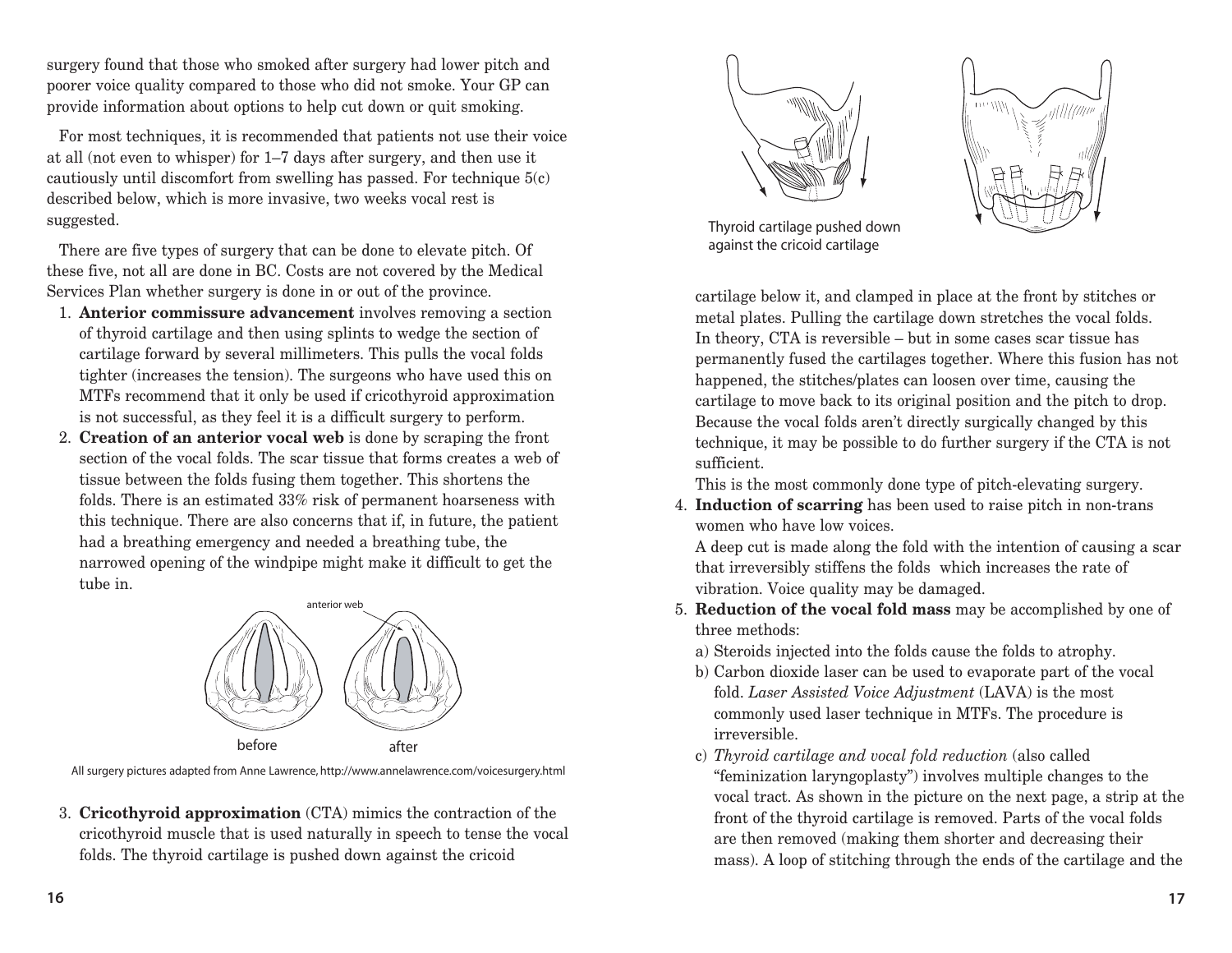surgery found that those who smoked after surgery had lower pitch and poorer voice quality compared to those who did not smoke. Your GP can provide information about options to help cut down or quit smoking.

For most techniques, it is recommended that patients not use their voice at all (not even to whisper) for 1–7 days after surgery, and then use it cautiously until discomfort from swelling has passed. For technique 5(c) described below, which is more invasive, two weeks vocal rest is suggested.

There are five types of surgery that can be done to elevate pitch. Of these five, not all are done in BC. Costs are not covered by the Medical Services Plan whether surgery is done in or out of the province.

1. **Anterior commissure advancement** involves removing a section of thyroid cartilage and then using splints to wedge the section of cartilage forward by several millimeters. This pulls the vocal folds tighter (increases the tension). The surgeons who have used this on MTFs recommend that it only be used if cricothyroid approximation is not successful, as they feel it is a difficult surgery to perform.
2. **Creation of an anterior vocal web** is done by scraping the front section of the vocal folds. The scar tissue that forms creates a web of tissue between the folds fusing them together. This shortens the folds. There is an estimated 33% risk of permanent hoarseness with this technique. There are also concerns that if, in future, the patient had a breathing emergency and needed a breathing tube, the narrowed opening of the windpipe might make it difficult to get the tube in.

anterior web

before after

All surgery pictures adapted from Anne Lawrence, http://www.annelawrence.com/voicesurgery.html

3. **Cricothyroid approximation** (CTA) mimics the contraction of the cricothyroid muscle that is used naturally in speech to tense the vocal folds. The thyroid cartilage is pushed down against the cricoid cartilage below it, and clamped in place at the front by stitches or metal plates. Pulling the cartilage down stretches the vocal folds. In theory, CTA is reversible – but in some cases scar tissue has permanently fused the cartilages together. Where this fusion has not happened, the stitches/plates can loosen over time, causing the cartilage to move back to its original position and the pitch to drop. Because the vocal folds aren't directly surgically changed by this technique, it may be possible to do further surgery if the CTA is not sufficient.

   This is the most commonly done type of pitch-elevating surgery.

Thyroid cartilage pushed down against the cricoid cartilage

4. **Induction of scarring** has been used to raise pitch in non-trans women who have low voices.

   A deep cut is made along the fold with the intention of causing a scar that irreversibly stiffens the folds which increases the rate of vibration. Voice quality may be damaged.
5. **Reduction of the vocal fold mass** may be accomplished by one of three methods:

   a) Steroids injected into the folds cause the folds to atrophy.

   b) Carbon dioxide laser can be used to evaporate part of the vocal fold. *Laser Assisted Voice Adjustment* (LAVA) is the most commonly used laser technique in MTFs. The procedure is irreversible.

   c) *Thyroid cartilage and vocal fold reduction* (also called "feminization laryngoplasty") involves multiple changes to the vocal tract. As shown in the picture on the next page, a strip at the front of the thyroid cartilage is removed. Parts of the vocal folds are then removed (making them shorter and decreasing their mass). A loop of stitching through the ends of the cartilage and the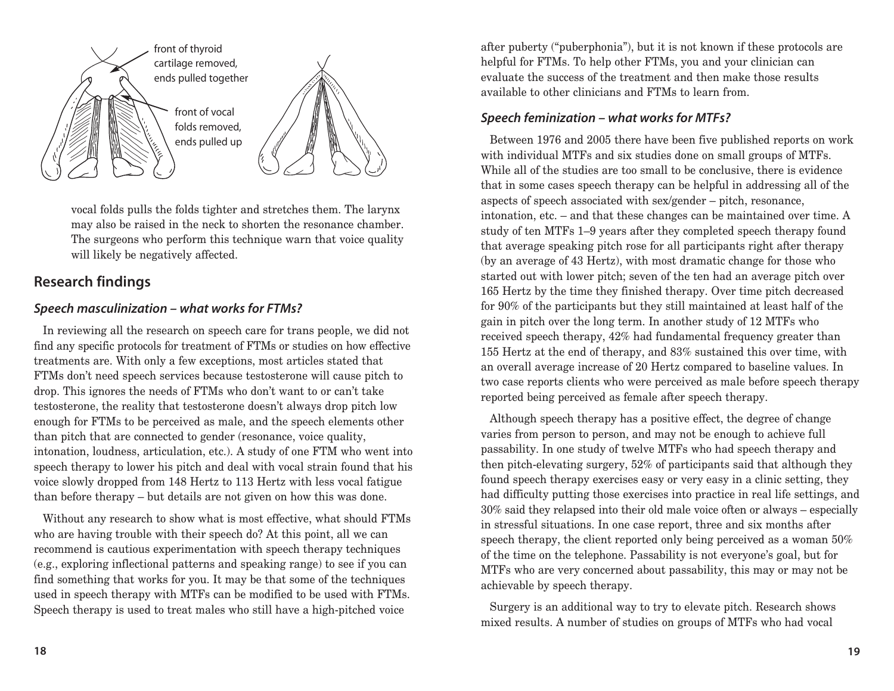front of thyroid cartilage removed, ends pulled together

front of vocal folds removed, ends pulled up

vocal folds pulls the folds tighter and stretches them. The larynx may also be raised in the neck to shorten the resonance chamber. The surgeons who perform this technique warn that voice quality will likely be negatively affected.

## Research findings

### *Speech masculinization – what works for FTMs?*

In reviewing all the research on speech care for trans people, we did not find any specific protocols for treatment of FTMs or studies on how effective treatments are. With only a few exceptions, most articles stated that FTMs don't need speech services because testosterone will cause pitch to drop. This ignores the needs of FTMs who don't want to or can't take testosterone, the reality that testosterone doesn't always drop pitch low enough for FTMs to be perceived as male, and the speech elements other than pitch that are connected to gender (resonance, voice quality, intonation, loudness, articulation, etc.). A study of one FTM who went into speech therapy to lower his pitch and deal with vocal strain found that his voice slowly dropped from 148 Hertz to 113 Hertz with less vocal fatigue than before therapy – but details are not given on how this was done.

Without any research to show what is most effective, what should FTMs who are having trouble with their speech do? At this point, all we can recommend is cautious experimentation with speech therapy techniques (e.g., exploring inflectional patterns and speaking range) to see if you can find something that works for you. It may be that some of the techniques used in speech therapy with MTFs can be modified to be used with FTMs. Speech therapy is used to treat males who still have a high-pitched voice after puberty ("puberphonia"), but it is not known if these protocols are helpful for FTMs. To help other FTMs, you and your clinician can evaluate the success of the treatment and then make those results available to other clinicians and FTMs to learn from.

### *Speech feminization – what works for MTFs?*

Between 1976 and 2005 there have been five published reports on work with individual MTFs and six studies done on small groups of MTFs. While all of the studies are too small to be conclusive, there is evidence that in some cases speech therapy can be helpful in addressing all of the aspects of speech associated with sex/gender – pitch, resonance, intonation, etc. – and that these changes can be maintained over time. A study of ten MTFs 1–9 years after they completed speech therapy found that average speaking pitch rose for all participants right after therapy (by an average of 43 Hertz), with most dramatic change for those who started out with lower pitch; seven of the ten had an average pitch over 165 Hertz by the time they finished therapy. Over time pitch decreased for 90% of the participants but they still maintained at least half of the gain in pitch over the long term. In another study of 12 MTFs who received speech therapy, 42% had fundamental frequency greater than 155 Hertz at the end of therapy, and 83% sustained this over time, with an overall average increase of 20 Hertz compared to baseline values. In two case reports clients who were perceived as male before speech therapy reported being perceived as female after speech therapy.

Although speech therapy has a positive effect, the degree of change varies from person to person, and may not be enough to achieve full passability. In one study of twelve MTFs who had speech therapy and then pitch-elevating surgery, 52% of participants said that although they found speech therapy exercises easy or very easy in a clinic setting, they had difficulty putting those exercises into practice in real life settings, and 30% said they relapsed into their old male voice often or always – especially in stressful situations. In one case report, three and six months after speech therapy, the client reported only being perceived as a woman 50% of the time on the telephone. Passability is not everyone's goal, but for MTFs who are very concerned about passability, this may or may not be achievable by speech therapy.

Surgery is an additional way to try to elevate pitch. Research shows mixed results. A number of studies on groups of MTFs who had vocal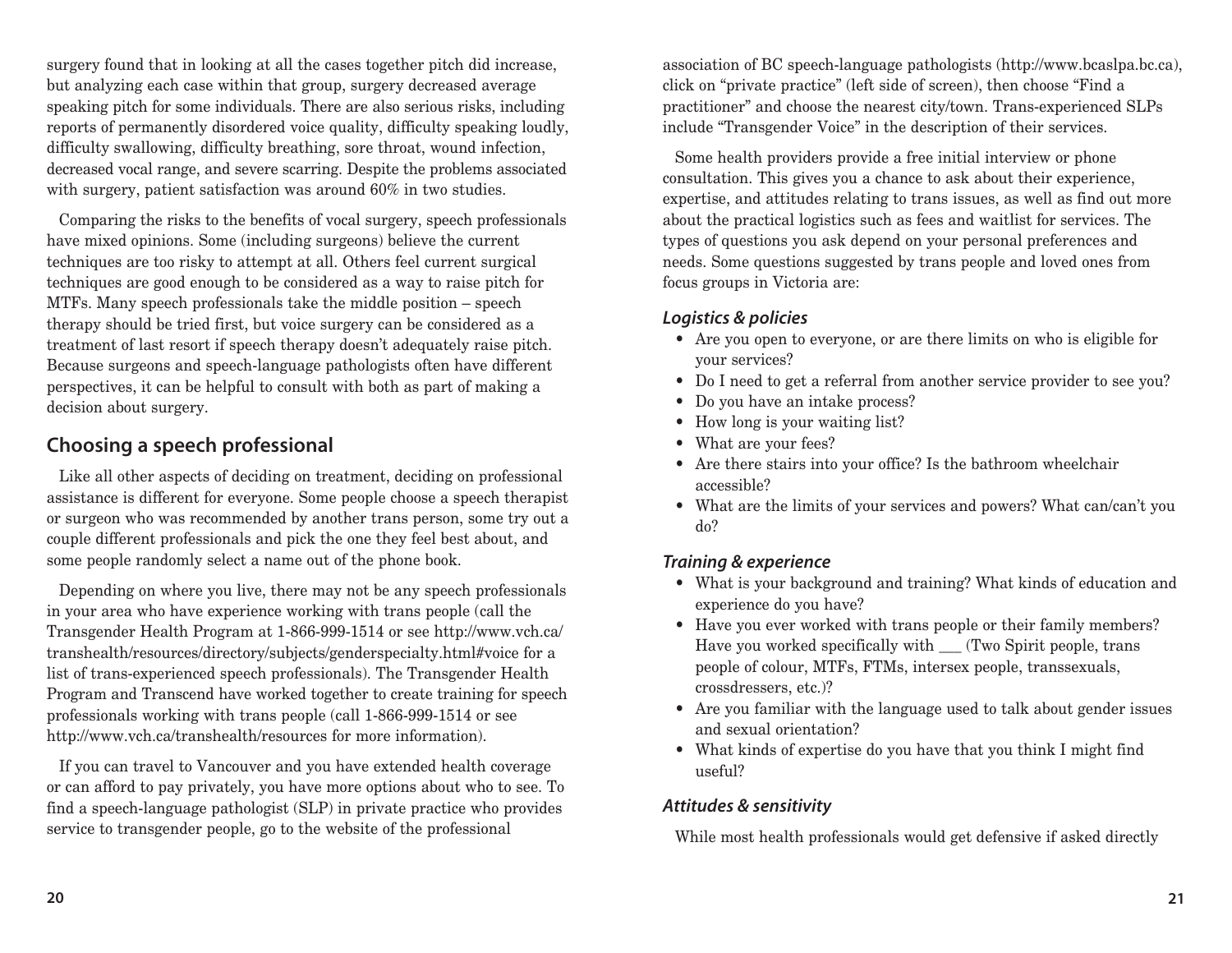surgery found that in looking at all the cases together pitch did increase, but analyzing each case within that group, surgery decreased average speaking pitch for some individuals. There are also serious risks, including reports of permanently disordered voice quality, difficulty speaking loudly, difficulty swallowing, difficulty breathing, sore throat, wound infection, decreased vocal range, and severe scarring. Despite the problems associated with surgery, patient satisfaction was around 60% in two studies.

Comparing the risks to the benefits of vocal surgery, speech professionals have mixed opinions. Some (including surgeons) believe the current techniques are too risky to attempt at all. Others feel current surgical techniques are good enough to be considered as a way to raise pitch for MTFs. Many speech professionals take the middle position – speech therapy should be tried first, but voice surgery can be considered as a treatment of last resort if speech therapy doesn't adequately raise pitch. Because surgeons and speech-language pathologists often have different perspectives, it can be helpful to consult with both as part of making a decision about surgery.

## Choosing a speech professional

Like all other aspects of deciding on treatment, deciding on professional assistance is different for everyone. Some people choose a speech therapist or surgeon who was recommended by another trans person, some try out a couple different professionals and pick the one they feel best about, and some people randomly select a name out of the phone book.

Depending on where you live, there may not be any speech professionals in your area who have experience working with trans people (call the Transgender Health Program at 1-866-999-1514 or see http://www.vch.ca/transhealth/resources/directory/subjects/genderspecialty.html#voice for a list of trans-experienced speech professionals). The Transgender Health Program and Transcend have worked together to create training for speech professionals working with trans people (call 1-866-999-1514 or see http://www.vch.ca/transhealth/resources for more information).

If you can travel to Vancouver and you have extended health coverage or can afford to pay privately, you have more options about who to see. To find a speech-language pathologist (SLP) in private practice who provides service to transgender people, go to the website of the professional association of BC speech-language pathologists (http://www.bcaslpa.bc.ca), click on "private practice" (left side of screen), then choose "Find a practitioner" and choose the nearest city/town. Trans-experienced SLPs include "Transgender Voice" in the description of their services.

Some health providers provide a free initial interview or phone consultation. This gives you a chance to ask about their experience, expertise, and attitudes relating to trans issues, as well as find out more about the practical logistics such as fees and waitlist for services. The types of questions you ask depend on your personal preferences and needs. Some questions suggested by trans people and loved ones from focus groups in Victoria are:

### *Logistics & policies*

- Are you open to everyone, or are there limits on who is eligible for your services?
- Do I need to get a referral from another service provider to see you?
- Do you have an intake process?
- How long is your waiting list?
- What are your fees?
- Are there stairs into your office? Is the bathroom wheelchair accessible?
- What are the limits of your services and powers? What can/can't you do?

### *Training & experience*

- What is your background and training? What kinds of education and experience do you have?
- Have you ever worked with trans people or their family members? Have you worked specifically with ___ (Two Spirit people, trans people of colour, MTFs, FTMs, intersex people, transsexuals, crossdressers, etc.)?
- Are you familiar with the language used to talk about gender issues and sexual orientation?
- What kinds of expertise do you have that you think I might find useful?

### *Attitudes & sensitivity*

While most health professionals would get defensive if asked directly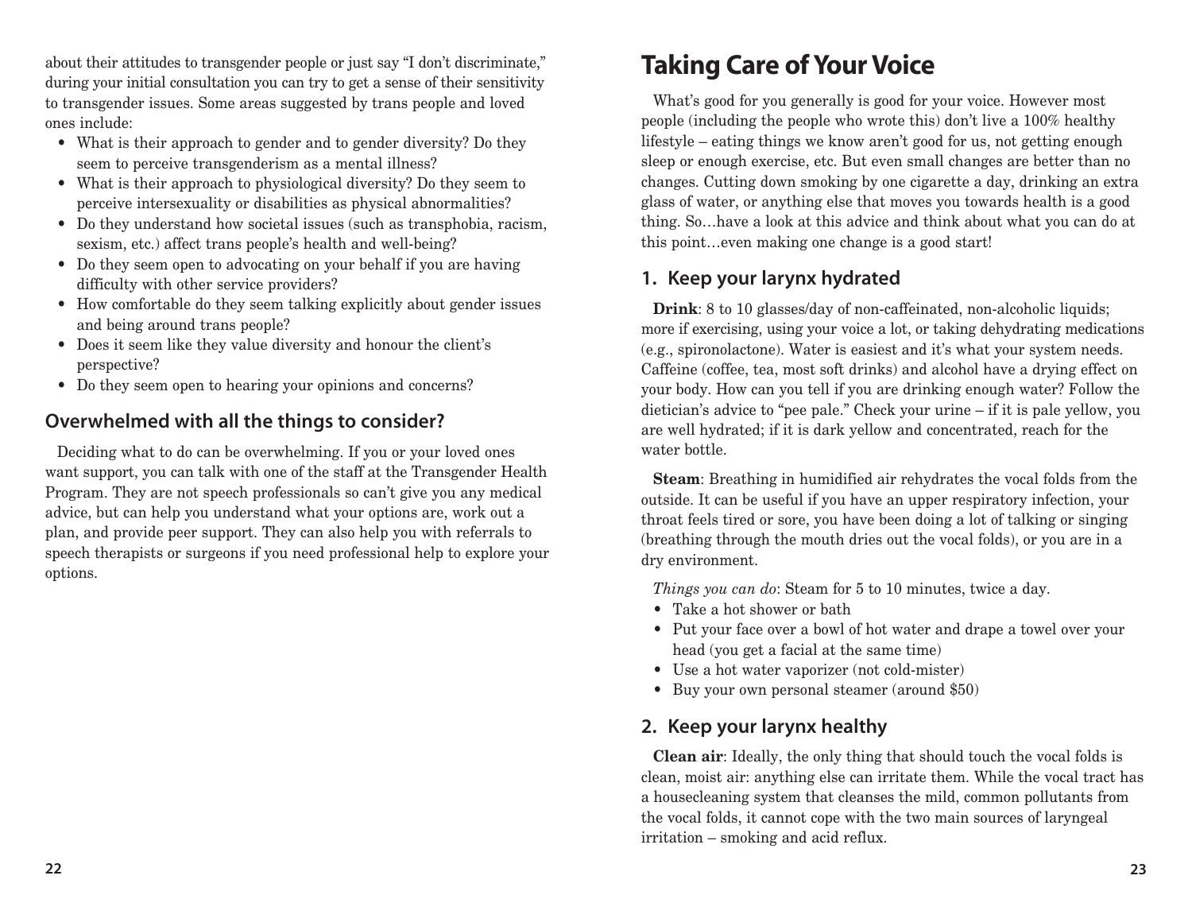about their attitudes to transgender people or just say "I don't discriminate," during your initial consultation you can try to get a sense of their sensitivity to transgender issues. Some areas suggested by trans people and loved ones include:

- What is their approach to gender and to gender diversity? Do they seem to perceive transgenderism as a mental illness?
- What is their approach to physiological diversity? Do they seem to perceive intersexuality or disabilities as physical abnormalities?
- Do they understand how societal issues (such as transphobia, racism, sexism, etc.) affect trans people's health and well-being?
- Do they seem open to advocating on your behalf if you are having difficulty with other service providers?
- How comfortable do they seem talking explicitly about gender issues and being around trans people?
- Does it seem like they value diversity and honour the client's perspective?
- Do they seem open to hearing your opinions and concerns?

### Overwhelmed with all the things to consider?

Deciding what to do can be overwhelming. If you or your loved ones want support, you can talk with one of the staff at the Transgender Health Program. They are not speech professionals so can't give you any medical advice, but can help you understand what your options are, work out a plan, and provide peer support. They can also help you with referrals to speech therapists or surgeons if you need professional help to explore your options.

## Taking Care of Your Voice

What's good for you generally is good for your voice. However most people (including the people who wrote this) don't live a 100% healthy lifestyle – eating things we know aren't good for us, not getting enough sleep or enough exercise, etc. But even small changes are better than no changes. Cutting down smoking by one cigarette a day, drinking an extra glass of water, or anything else that moves you towards health is a good thing. So…have a look at this advice and think about what you can do at this point…even making one change is a good start!

### 1. Keep your larynx hydrated

**Drink**: 8 to 10 glasses/day of non-caffeinated, non-alcoholic liquids; more if exercising, using your voice a lot, or taking dehydrating medications (e.g., spironolactone). Water is easiest and it's what your system needs. Caffeine (coffee, tea, most soft drinks) and alcohol have a drying effect on your body. How can you tell if you are drinking enough water? Follow the dietician's advice to "pee pale." Check your urine – if it is pale yellow, you are well hydrated; if it is dark yellow and concentrated, reach for the water bottle.

**Steam**: Breathing in humidified air rehydrates the vocal folds from the outside. It can be useful if you have an upper respiratory infection, your throat feels tired or sore, you have been doing a lot of talking or singing (breathing through the mouth dries out the vocal folds), or you are in a dry environment.

*Things you can do*: Steam for 5 to 10 minutes, twice a day.

- Take a hot shower or bath
- Put your face over a bowl of hot water and drape a towel over your head (you get a facial at the same time)
- Use a hot water vaporizer (not cold-mister)
- Buy your own personal steamer (around $50)

### 2. Keep your larynx healthy

**Clean air**: Ideally, the only thing that should touch the vocal folds is clean, moist air: anything else can irritate them. While the vocal tract has a housecleaning system that cleanses the mild, common pollutants from the vocal folds, it cannot cope with the two main sources of laryngeal irritation – smoking and acid reflux.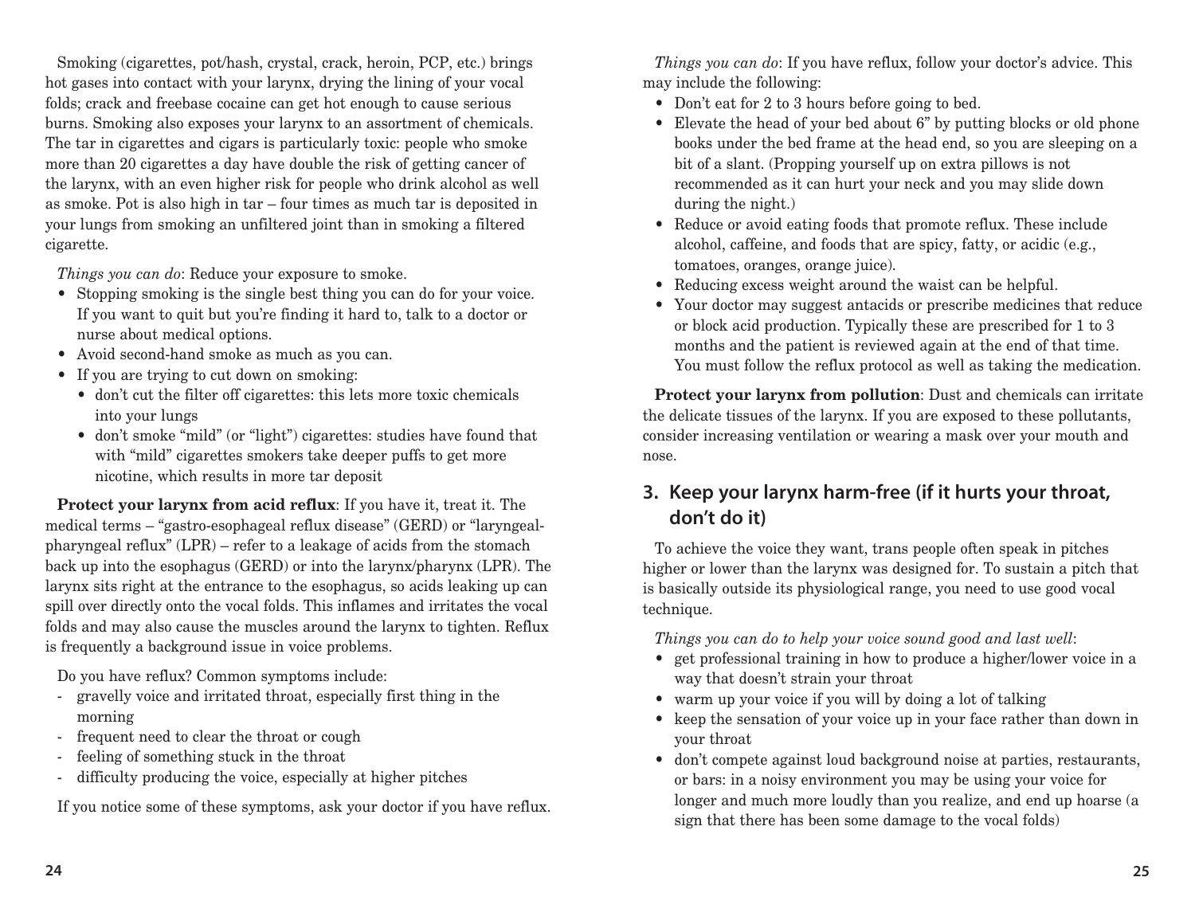Smoking (cigarettes, pot/hash, crystal, crack, heroin, PCP, etc.) brings hot gases into contact with your larynx, drying the lining of your vocal folds; crack and freebase cocaine can get hot enough to cause serious burns. Smoking also exposes your larynx to an assortment of chemicals. The tar in cigarettes and cigars is particularly toxic: people who smoke more than 20 cigarettes a day have double the risk of getting cancer of the larynx, with an even higher risk for people who drink alcohol as well as smoke. Pot is also high in tar – four times as much tar is deposited in your lungs from smoking an unfiltered joint than in smoking a filtered cigarette.

*Things you can do*: Reduce your exposure to smoke.

- Stopping smoking is the single best thing you can do for your voice. If you want to quit but you're finding it hard to, talk to a doctor or nurse about medical options.
- Avoid second-hand smoke as much as you can.
- If you are trying to cut down on smoking:
  - don't cut the filter off cigarettes: this lets more toxic chemicals into your lungs
  - don't smoke "mild" (or "light") cigarettes: studies have found that with "mild" cigarettes smokers take deeper puffs to get more nicotine, which results in more tar deposit

**Protect your larynx from acid reflux**: If you have it, treat it. The medical terms – "gastro-esophageal reflux disease" (GERD) or "laryngeal-pharyngeal reflux" (LPR) – refer to a leakage of acids from the stomach back up into the esophagus (GERD) or into the larynx/pharynx (LPR). The larynx sits right at the entrance to the esophagus, so acids leaking up can spill over directly onto the vocal folds. This inflames and irritates the vocal folds and may also cause the muscles around the larynx to tighten. Reflux is frequently a background issue in voice problems.

Do you have reflux? Common symptoms include:

- gravelly voice and irritated throat, especially first thing in the morning
- frequent need to clear the throat or cough
- feeling of something stuck in the throat
- difficulty producing the voice, especially at higher pitches

If you notice some of these symptoms, ask your doctor if you have reflux.

*Things you can do*: If you have reflux, follow your doctor's advice. This may include the following:

- Don't eat for 2 to 3 hours before going to bed.
- Elevate the head of your bed about 6" by putting blocks or old phone books under the bed frame at the head end, so you are sleeping on a bit of a slant. (Propping yourself up on extra pillows is not recommended as it can hurt your neck and you may slide down during the night.)
- Reduce or avoid eating foods that promote reflux. These include alcohol, caffeine, and foods that are spicy, fatty, or acidic (e.g., tomatoes, oranges, orange juice).
- Reducing excess weight around the waist can be helpful.
- Your doctor may suggest antacids or prescribe medicines that reduce or block acid production. Typically these are prescribed for 1 to 3 months and the patient is reviewed again at the end of that time. You must follow the reflux protocol as well as taking the medication.

**Protect your larynx from pollution**: Dust and chemicals can irritate the delicate tissues of the larynx. If you are exposed to these pollutants, consider increasing ventilation or wearing a mask over your mouth and nose.

## 3. Keep your larynx harm-free (if it hurts your throat, don't do it)

To achieve the voice they want, trans people often speak in pitches higher or lower than the larynx was designed for. To sustain a pitch that is basically outside its physiological range, you need to use good vocal technique.

*Things you can do to help your voice sound good and last well*:

- get professional training in how to produce a higher/lower voice in a way that doesn't strain your throat
- warm up your voice if you will by doing a lot of talking
- keep the sensation of your voice up in your face rather than down in your throat
- don't compete against loud background noise at parties, restaurants, or bars: in a noisy environment you may be using your voice for longer and much more loudly than you realize, and end up hoarse (a sign that there has been some damage to the vocal folds)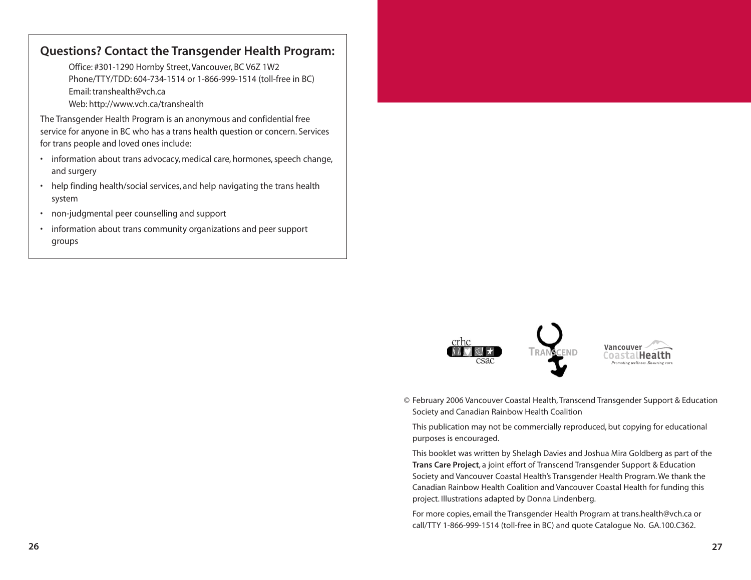## Questions? Contact the Transgender Health Program:

Office: #301-1290 Hornby Street, Vancouver, BC V6Z 1W2
Phone/TTY/TDD: 604-734-1514 or 1-866-999-1514 (toll-free in BC)
Email: transhealth@vch.ca
Web: http://www.vch.ca/transhealth

The Transgender Health Program is an anonymous and confidential free service for anyone in BC who has a trans health question or concern. Services for trans people and loved ones include:

- information about trans advocacy, medical care, hormones, speech change, and surgery
- help finding health/social services, and help navigating the trans health system
- non-judgmental peer counselling and support
- information about trans community organizations and peer support groups

© February 2006 Vancouver Coastal Health, Transcend Transgender Support & Education Society and Canadian Rainbow Health Coalition

This publication may not be commercially reproduced, but copying for educational purposes is encouraged.

This booklet was written by Shelagh Davies and Joshua Mira Goldberg as part of the **Trans Care Project**, a joint effort of Transcend Transgender Support & Education Society and Vancouver Coastal Health's Transgender Health Program. We thank the Canadian Rainbow Health Coalition and Vancouver Coastal Health for funding this project. Illustrations adapted by Donna Lindenberg.

For more copies, email the Transgender Health Program at trans.health@vch.ca or call/TTY 1-866-999-1514 (toll-free in BC) and quote Catalogue No. GA.100.C362.